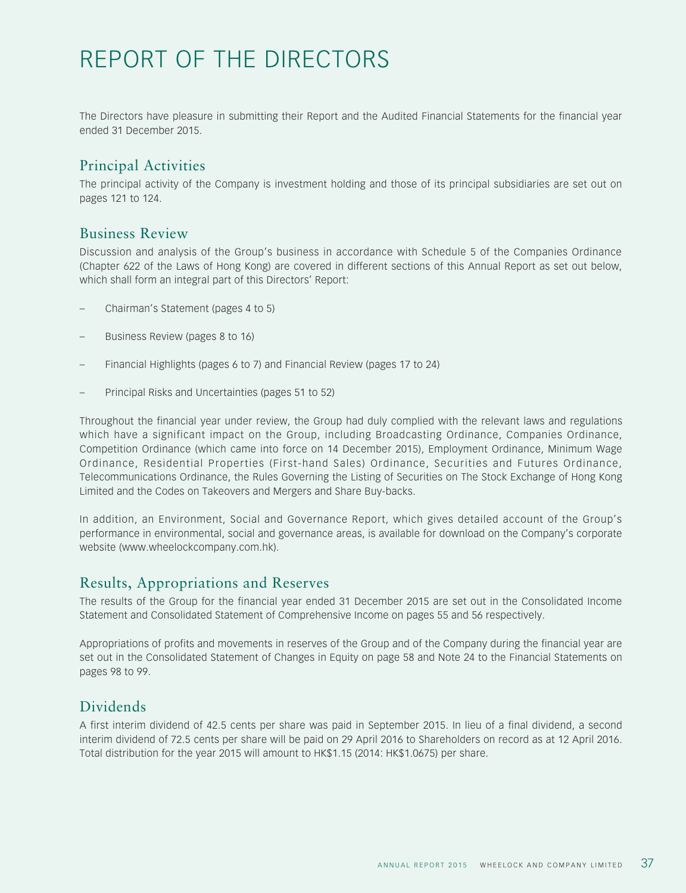# REPORT OF THE DIRECTORS

The Directors have pleasure in submitting their Report and the Audited Financial Statements for the financial year ended 31 December 2015.

## Principal Activities

The principal activity of the Company is investment holding and those of its principal subsidiaries are set out on pages 121 to 124.

## Business Review

Discussion and analysis of the Group's business in accordance with Schedule 5 of the Companies Ordinance (Chapter 622 of the Laws of Hong Kong) are covered in different sections of this Annual Report as set out below, which shall form an integral part of this Directors' Report:

- Chairman's Statement (pages 4 to 5)
- Business Review (pages 8 to 16)
- Financial Highlights (pages 6 to 7) and Financial Review (pages 17 to 24)
- Principal Risks and Uncertainties (pages 51 to 52)

Throughout the financial year under review, the Group had duly complied with the relevant laws and regulations which have a significant impact on the Group, including Broadcasting Ordinance, Companies Ordinance, Competition Ordinance (which came into force on 14 December 2015), Employment Ordinance, Minimum Wage Ordinance, Residential Properties (First-hand Sales) Ordinance, Securities and Futures Ordinance, Telecommunications Ordinance, the Rules Governing the Listing of Securities on The Stock Exchange of Hong Kong Limited and the Codes on Takeovers and Mergers and Share Buy-backs.

In addition, an Environment, Social and Governance Report, which gives detailed account of the Group's performance in environmental, social and governance areas, is available for download on the Company's corporate website (www.wheelockcompany.com.hk).

## Results, Appropriations and Reserves

The results of the Group for the financial year ended 31 December 2015 are set out in the Consolidated Income Statement and Consolidated Statement of Comprehensive Income on pages 55 and 56 respectively.

Appropriations of profits and movements in reserves of the Group and of the Company during the financial year are set out in the Consolidated Statement of Changes in Equity on page 58 and Note 24 to the Financial Statements on pages 98 to 99.

## Dividends

A first interim dividend of 42.5 cents per share was paid in September 2015. In lieu of a final dividend, a second interim dividend of 72.5 cents per share will be paid on 29 April 2016 to Shareholders on record as at 12 April 2016. Total distribution for the year 2015 will amount to HK$1.15 (2014: HK$1.0675) per share.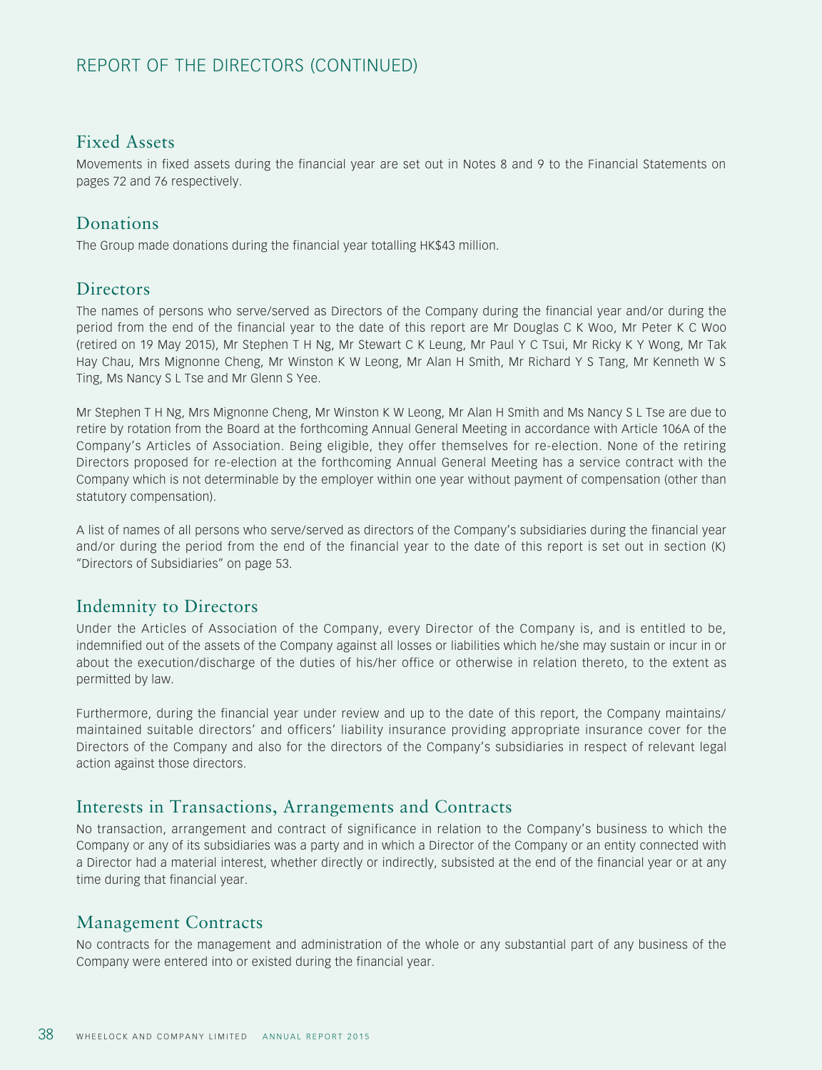# REPORT OF THE DIRECTORS (CONTINUED)

## Fixed Assets

Movements in fixed assets during the financial year are set out in Notes 8 and 9 to the Financial Statements on pages 72 and 76 respectively.

## Donations

The Group made donations during the financial year totalling HK$43 million.

## Directors

The names of persons who serve/served as Directors of the Company during the financial year and/or during the period from the end of the financial year to the date of this report are Mr Douglas C K Woo, Mr Peter K C Woo (retired on 19 May 2015), Mr Stephen T H Ng, Mr Stewart C K Leung, Mr Paul Y C Tsui, Mr Ricky K Y Wong, Mr Tak Hay Chau, Mrs Mignonne Cheng, Mr Winston K W Leong, Mr Alan H Smith, Mr Richard Y S Tang, Mr Kenneth W S Ting, Ms Nancy S L Tse and Mr Glenn S Yee.

Mr Stephen T H Ng, Mrs Mignonne Cheng, Mr Winston K W Leong, Mr Alan H Smith and Ms Nancy S L Tse are due to retire by rotation from the Board at the forthcoming Annual General Meeting in accordance with Article 106A of the Company's Articles of Association. Being eligible, they offer themselves for re-election. None of the retiring Directors proposed for re-election at the forthcoming Annual General Meeting has a service contract with the Company which is not determinable by the employer within one year without payment of compensation (other than statutory compensation).

A list of names of all persons who serve/served as directors of the Company's subsidiaries during the financial year and/or during the period from the end of the financial year to the date of this report is set out in section (K) "Directors of Subsidiaries" on page 53.

## Indemnity to Directors

Under the Articles of Association of the Company, every Director of the Company is, and is entitled to be, indemnified out of the assets of the Company against all losses or liabilities which he/she may sustain or incur in or about the execution/discharge of the duties of his/her office or otherwise in relation thereto, to the extent as permitted by law.

Furthermore, during the financial year under review and up to the date of this report, the Company maintains/maintained suitable directors' and officers' liability insurance providing appropriate insurance cover for the Directors of the Company and also for the directors of the Company's subsidiaries in respect of relevant legal action against those directors.

## Interests in Transactions, Arrangements and Contracts

No transaction, arrangement and contract of significance in relation to the Company's business to which the Company or any of its subsidiaries was a party and in which a Director of the Company or an entity connected with a Director had a material interest, whether directly or indirectly, subsisted at the end of the financial year or at any time during that financial year.

## Management Contracts

No contracts for the management and administration of the whole or any substantial part of any business of the Company were entered into or existed during the financial year.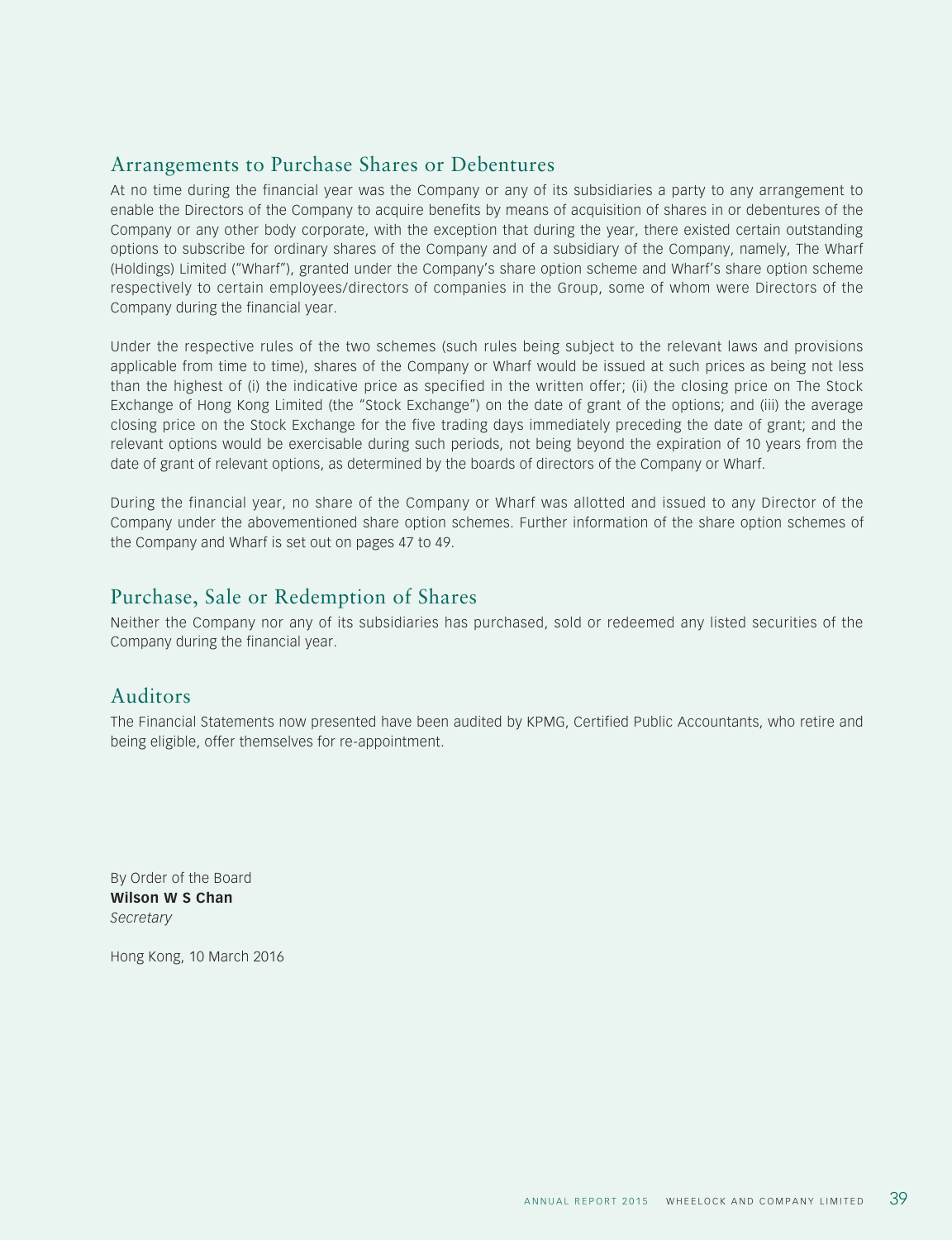## Arrangements to Purchase Shares or Debentures

At no time during the financial year was the Company or any of its subsidiaries a party to any arrangement to enable the Directors of the Company to acquire benefits by means of acquisition of shares in or debentures of the Company or any other body corporate, with the exception that during the year, there existed certain outstanding options to subscribe for ordinary shares of the Company and of a subsidiary of the Company, namely, The Wharf (Holdings) Limited ("Wharf"), granted under the Company's share option scheme and Wharf's share option scheme respectively to certain employees/directors of companies in the Group, some of whom were Directors of the Company during the financial year.

Under the respective rules of the two schemes (such rules being subject to the relevant laws and provisions applicable from time to time), shares of the Company or Wharf would be issued at such prices as being not less than the highest of (i) the indicative price as specified in the written offer; (ii) the closing price on The Stock Exchange of Hong Kong Limited (the "Stock Exchange") on the date of grant of the options; and (iii) the average closing price on the Stock Exchange for the five trading days immediately preceding the date of grant; and the relevant options would be exercisable during such periods, not being beyond the expiration of 10 years from the date of grant of relevant options, as determined by the boards of directors of the Company or Wharf.

During the financial year, no share of the Company or Wharf was allotted and issued to any Director of the Company under the abovementioned share option schemes. Further information of the share option schemes of the Company and Wharf is set out on pages 47 to 49.

## Purchase, Sale or Redemption of Shares

Neither the Company nor any of its subsidiaries has purchased, sold or redeemed any listed securities of the Company during the financial year.

## Auditors

The Financial Statements now presented have been audited by KPMG, Certified Public Accountants, who retire and being eligible, offer themselves for re-appointment.

By Order of the Board
**Wilson W S Chan**
*Secretary*

Hong Kong, 10 March 2016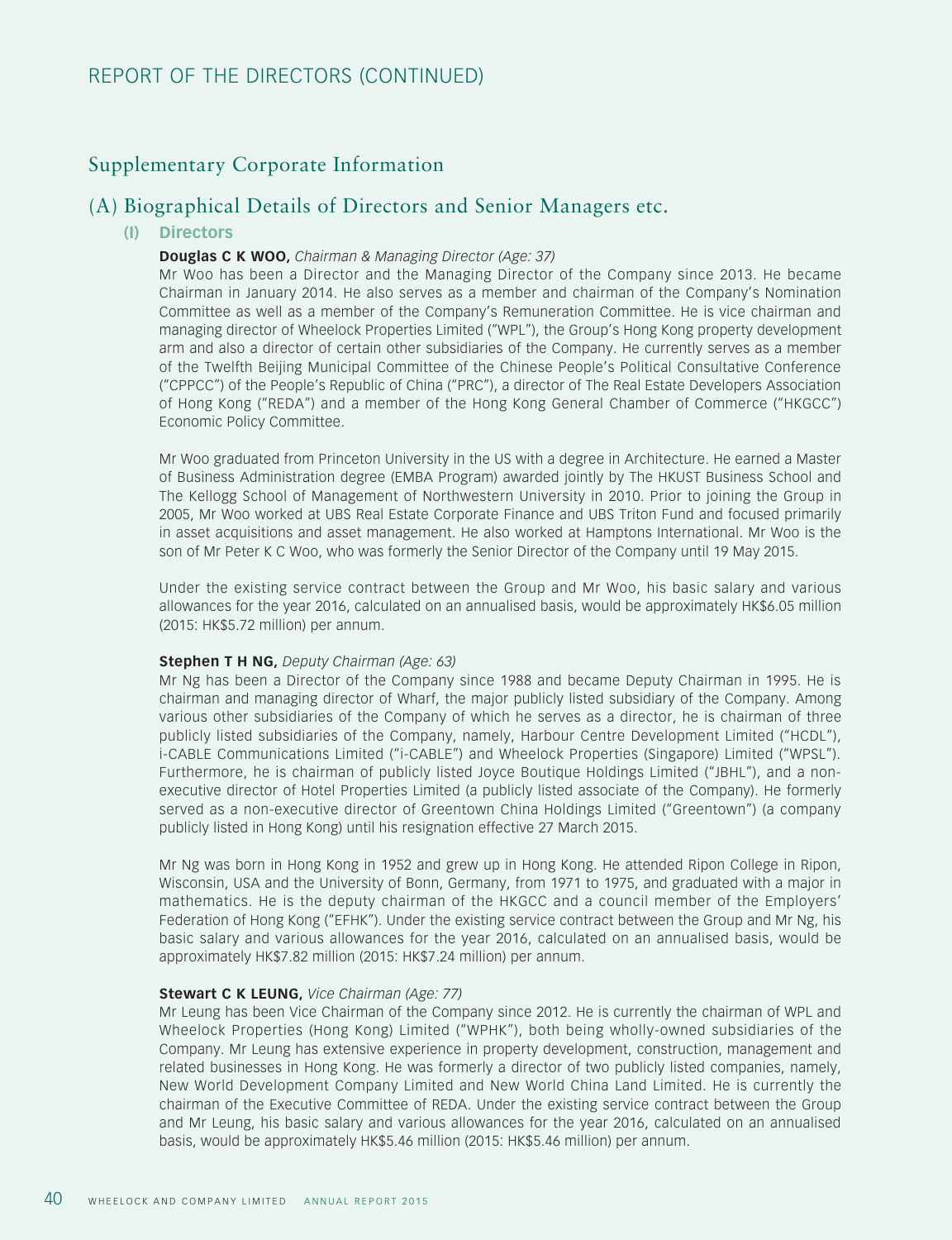# Supplementary Corporate Information

## (A) Biographical Details of Directors and Senior Managers etc.

### (I) Directors

**Douglas C K WOO,** *Chairman & Managing Director (Age: 37)*

Mr Woo has been a Director and the Managing Director of the Company since 2013. He became Chairman in January 2014. He also serves as a member and chairman of the Company's Nomination Committee as well as a member of the Company's Remuneration Committee. He is vice chairman and managing director of Wheelock Properties Limited ("WPL"), the Group's Hong Kong property development arm and also a director of certain other subsidiaries of the Company. He currently serves as a member of the Twelfth Beijing Municipal Committee of the Chinese People's Political Consultative Conference ("CPPCC") of the People's Republic of China ("PRC"), a director of The Real Estate Developers Association of Hong Kong ("REDA") and a member of the Hong Kong General Chamber of Commerce ("HKGCC") Economic Policy Committee.

Mr Woo graduated from Princeton University in the US with a degree in Architecture. He earned a Master of Business Administration degree (EMBA Program) awarded jointly by The HKUST Business School and The Kellogg School of Management of Northwestern University in 2010. Prior to joining the Group in 2005, Mr Woo worked at UBS Real Estate Corporate Finance and UBS Triton Fund and focused primarily in asset acquisitions and asset management. He also worked at Hamptons International. Mr Woo is the son of Mr Peter K C Woo, who was formerly the Senior Director of the Company until 19 May 2015.

Under the existing service contract between the Group and Mr Woo, his basic salary and various allowances for the year 2016, calculated on an annualised basis, would be approximately HK$6.05 million (2015: HK$5.72 million) per annum.

**Stephen T H NG,** *Deputy Chairman (Age: 63)*

Mr Ng has been a Director of the Company since 1988 and became Deputy Chairman in 1995. He is chairman and managing director of Wharf, the major publicly listed subsidiary of the Company. Among various other subsidiaries of the Company of which he serves as a director, he is chairman of three publicly listed subsidiaries of the Company, namely, Harbour Centre Development Limited ("HCDL"), i-CABLE Communications Limited ("i-CABLE") and Wheelock Properties (Singapore) Limited ("WPSL"). Furthermore, he is chairman of publicly listed Joyce Boutique Holdings Limited ("JBHL"), and a non-executive director of Hotel Properties Limited (a publicly listed associate of the Company). He formerly served as a non-executive director of Greentown China Holdings Limited ("Greentown") (a company publicly listed in Hong Kong) until his resignation effective 27 March 2015.

Mr Ng was born in Hong Kong in 1952 and grew up in Hong Kong. He attended Ripon College in Ripon, Wisconsin, USA and the University of Bonn, Germany, from 1971 to 1975, and graduated with a major in mathematics. He is the deputy chairman of the HKGCC and a council member of the Employers' Federation of Hong Kong ("EFHK"). Under the existing service contract between the Group and Mr Ng, his basic salary and various allowances for the year 2016, calculated on an annualised basis, would be approximately HK$7.82 million (2015: HK$7.24 million) per annum.

**Stewart C K LEUNG,** *Vice Chairman (Age: 77)*

Mr Leung has been Vice Chairman of the Company since 2012. He is currently the chairman of WPL and Wheelock Properties (Hong Kong) Limited ("WPHK"), both being wholly-owned subsidiaries of the Company. Mr Leung has extensive experience in property development, construction, management and related businesses in Hong Kong. He was formerly a director of two publicly listed companies, namely, New World Development Company Limited and New World China Land Limited. He is currently the chairman of the Executive Committee of REDA. Under the existing service contract between the Group and Mr Leung, his basic salary and various allowances for the year 2016, calculated on an annualised basis, would be approximately HK$5.46 million (2015: HK$5.46 million) per annum.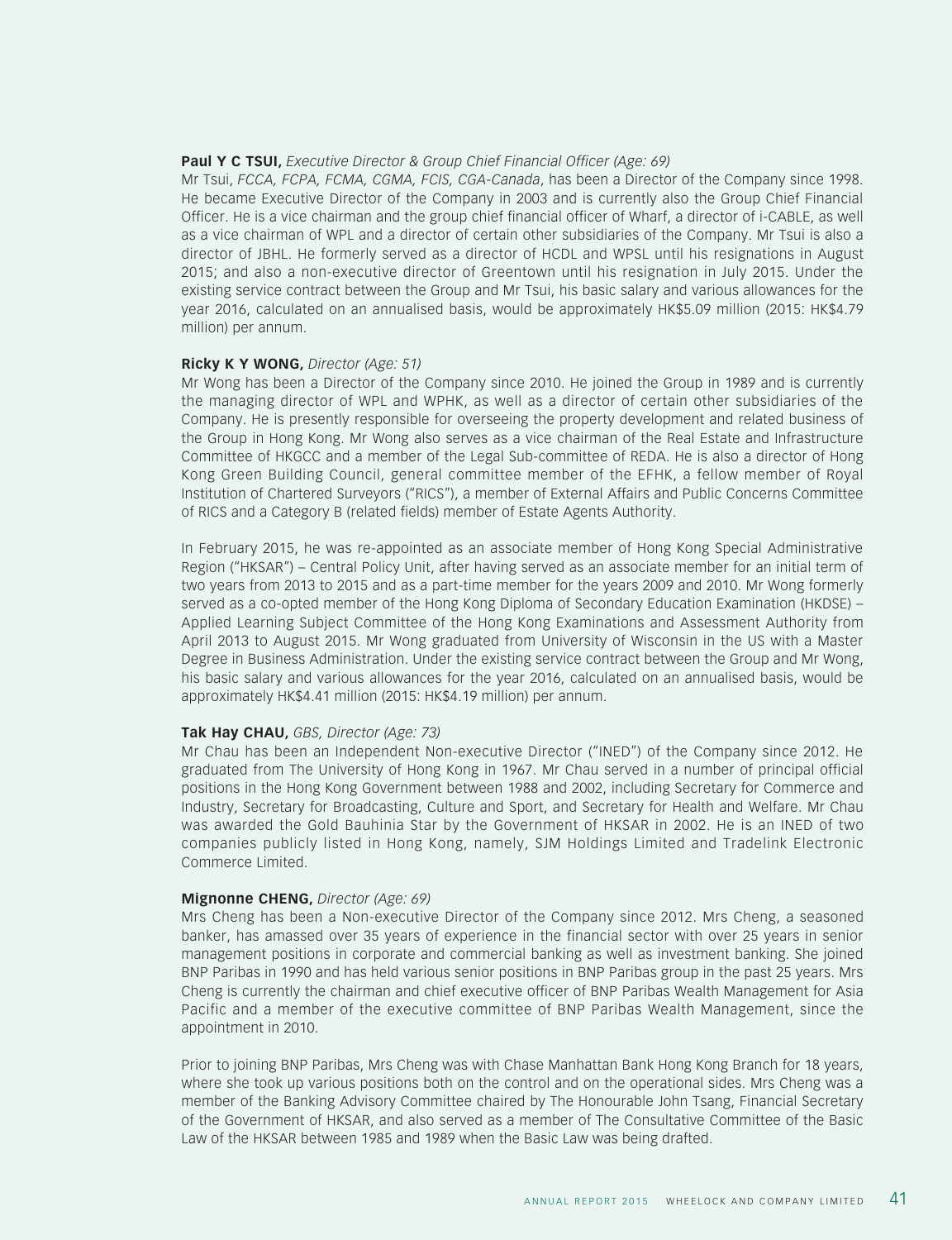**Paul Y C TSUI,** *Executive Director & Group Chief Financial Officer (Age: 69)*

Mr Tsui, *FCCA, FCPA, FCMA, CGMA, FCIS, CGA-Canada*, has been a Director of the Company since 1998. He became Executive Director of the Company in 2003 and is currently also the Group Chief Financial Officer. He is a vice chairman and the group chief financial officer of Wharf, a director of i-CABLE, as well as a vice chairman of WPL and a director of certain other subsidiaries of the Company. Mr Tsui is also a director of JBHL. He formerly served as a director of HCDL and WPSL until his resignations in August 2015; and also a non-executive director of Greentown until his resignation in July 2015. Under the existing service contract between the Group and Mr Tsui, his basic salary and various allowances for the year 2016, calculated on an annualised basis, would be approximately HK$5.09 million (2015: HK$4.79 million) per annum.

**Ricky K Y WONG,** *Director (Age: 51)*

Mr Wong has been a Director of the Company since 2010. He joined the Group in 1989 and is currently the managing director of WPL and WPHK, as well as a director of certain other subsidiaries of the Company. He is presently responsible for overseeing the property development and related business of the Group in Hong Kong. Mr Wong also serves as a vice chairman of the Real Estate and Infrastructure Committee of HKGCC and a member of the Legal Sub-committee of REDA. He is also a director of Hong Kong Green Building Council, general committee member of the EFHK, a fellow member of Royal Institution of Chartered Surveyors ("RICS"), a member of External Affairs and Public Concerns Committee of RICS and a Category B (related fields) member of Estate Agents Authority.

In February 2015, he was re-appointed as an associate member of Hong Kong Special Administrative Region ("HKSAR") – Central Policy Unit, after having served as an associate member for an initial term of two years from 2013 to 2015 and as a part-time member for the years 2009 and 2010. Mr Wong formerly served as a co-opted member of the Hong Kong Diploma of Secondary Education Examination (HKDSE) – Applied Learning Subject Committee of the Hong Kong Examinations and Assessment Authority from April 2013 to August 2015. Mr Wong graduated from University of Wisconsin in the US with a Master Degree in Business Administration. Under the existing service contract between the Group and Mr Wong, his basic salary and various allowances for the year 2016, calculated on an annualised basis, would be approximately HK$4.41 million (2015: HK$4.19 million) per annum.

**Tak Hay CHAU,** *GBS, Director (Age: 73)*

Mr Chau has been an Independent Non-executive Director ("INED") of the Company since 2012. He graduated from The University of Hong Kong in 1967. Mr Chau served in a number of principal official positions in the Hong Kong Government between 1988 and 2002, including Secretary for Commerce and Industry, Secretary for Broadcasting, Culture and Sport, and Secretary for Health and Welfare. Mr Chau was awarded the Gold Bauhinia Star by the Government of HKSAR in 2002. He is an INED of two companies publicly listed in Hong Kong, namely, SJM Holdings Limited and Tradelink Electronic Commerce Limited.

**Mignonne CHENG,** *Director (Age: 69)*

Mrs Cheng has been a Non-executive Director of the Company since 2012. Mrs Cheng, a seasoned banker, has amassed over 35 years of experience in the financial sector with over 25 years in senior management positions in corporate and commercial banking as well as investment banking. She joined BNP Paribas in 1990 and has held various senior positions in BNP Paribas group in the past 25 years. Mrs Cheng is currently the chairman and chief executive officer of BNP Paribas Wealth Management for Asia Pacific and a member of the executive committee of BNP Paribas Wealth Management, since the appointment in 2010.

Prior to joining BNP Paribas, Mrs Cheng was with Chase Manhattan Bank Hong Kong Branch for 18 years, where she took up various positions both on the control and on the operational sides. Mrs Cheng was a member of the Banking Advisory Committee chaired by The Honourable John Tsang, Financial Secretary of the Government of HKSAR, and also served as a member of The Consultative Committee of the Basic Law of the HKSAR between 1985 and 1989 when the Basic Law was being drafted.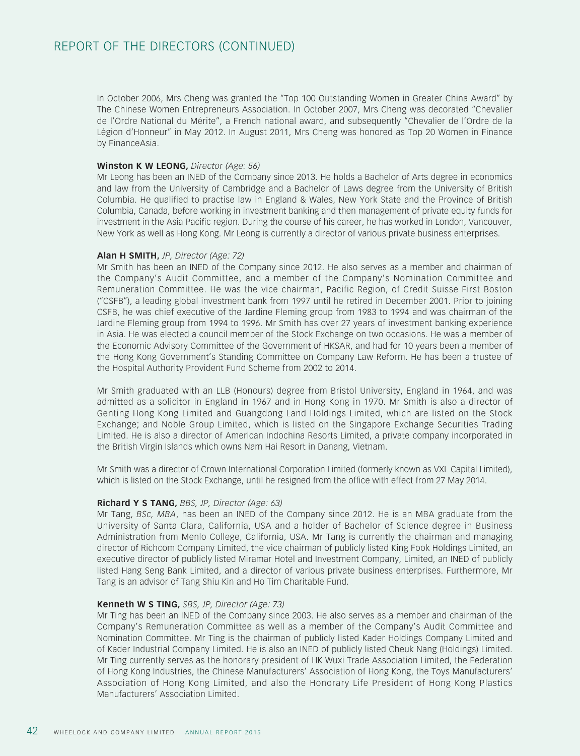In October 2006, Mrs Cheng was granted the "Top 100 Outstanding Women in Greater China Award" by The Chinese Women Entrepreneurs Association. In October 2007, Mrs Cheng was decorated "Chevalier de l'Ordre National du Mérite", a French national award, and subsequently "Chevalier de l'Ordre de la Légion d'Honneur" in May 2012. In August 2011, Mrs Cheng was honored as Top 20 Women in Finance by FinanceAsia.

**Winston K W LEONG,** *Director (Age: 56)*
Mr Leong has been an INED of the Company since 2013. He holds a Bachelor of Arts degree in economics and law from the University of Cambridge and a Bachelor of Laws degree from the University of British Columbia. He qualified to practise law in England & Wales, New York State and the Province of British Columbia, Canada, before working in investment banking and then management of private equity funds for investment in the Asia Pacific region. During the course of his career, he has worked in London, Vancouver, New York as well as Hong Kong. Mr Leong is currently a director of various private business enterprises.

**Alan H SMITH,** *JP, Director (Age: 72)*
Mr Smith has been an INED of the Company since 2012. He also serves as a member and chairman of the Company's Audit Committee, and a member of the Company's Nomination Committee and Remuneration Committee. He was the vice chairman, Pacific Region, of Credit Suisse First Boston ("CSFB"), a leading global investment bank from 1997 until he retired in December 2001. Prior to joining CSFB, he was chief executive of the Jardine Fleming group from 1983 to 1994 and was chairman of the Jardine Fleming group from 1994 to 1996. Mr Smith has over 27 years of investment banking experience in Asia. He was elected a council member of the Stock Exchange on two occasions. He was a member of the Economic Advisory Committee of the Government of HKSAR, and had for 10 years been a member of the Hong Kong Government's Standing Committee on Company Law Reform. He has been a trustee of the Hospital Authority Provident Fund Scheme from 2002 to 2014.

Mr Smith graduated with an LLB (Honours) degree from Bristol University, England in 1964, and was admitted as a solicitor in England in 1967 and in Hong Kong in 1970. Mr Smith is also a director of Genting Hong Kong Limited and Guangdong Land Holdings Limited, which are listed on the Stock Exchange; and Noble Group Limited, which is listed on the Singapore Exchange Securities Trading Limited. He is also a director of American Indochina Resorts Limited, a private company incorporated in the British Virgin Islands which owns Nam Hai Resort in Danang, Vietnam.

Mr Smith was a director of Crown International Corporation Limited (formerly known as VXL Capital Limited), which is listed on the Stock Exchange, until he resigned from the office with effect from 27 May 2014.

**Richard Y S TANG,** *BBS, JP, Director (Age: 63)*
Mr Tang, *BSc, MBA*, has been an INED of the Company since 2012. He is an MBA graduate from the University of Santa Clara, California, USA and a holder of Bachelor of Science degree in Business Administration from Menlo College, California, USA. Mr Tang is currently the chairman and managing director of Richcom Company Limited, the vice chairman of publicly listed King Fook Holdings Limited, an executive director of publicly listed Miramar Hotel and Investment Company, Limited, an INED of publicly listed Hang Seng Bank Limited, and a director of various private business enterprises. Furthermore, Mr Tang is an advisor of Tang Shiu Kin and Ho Tim Charitable Fund.

**Kenneth W S TING,** *SBS, JP, Director (Age: 73)*
Mr Ting has been an INED of the Company since 2003. He also serves as a member and chairman of the Company's Remuneration Committee as well as a member of the Company's Audit Committee and Nomination Committee. Mr Ting is the chairman of publicly listed Kader Holdings Company Limited and of Kader Industrial Company Limited. He is also an INED of publicly listed Cheuk Nang (Holdings) Limited. Mr Ting currently serves as the honorary president of HK Wuxi Trade Association Limited, the Federation of Hong Kong Industries, the Chinese Manufacturers' Association of Hong Kong, the Toys Manufacturers' Association of Hong Kong Limited, and also the Honorary Life President of Hong Kong Plastics Manufacturers' Association Limited.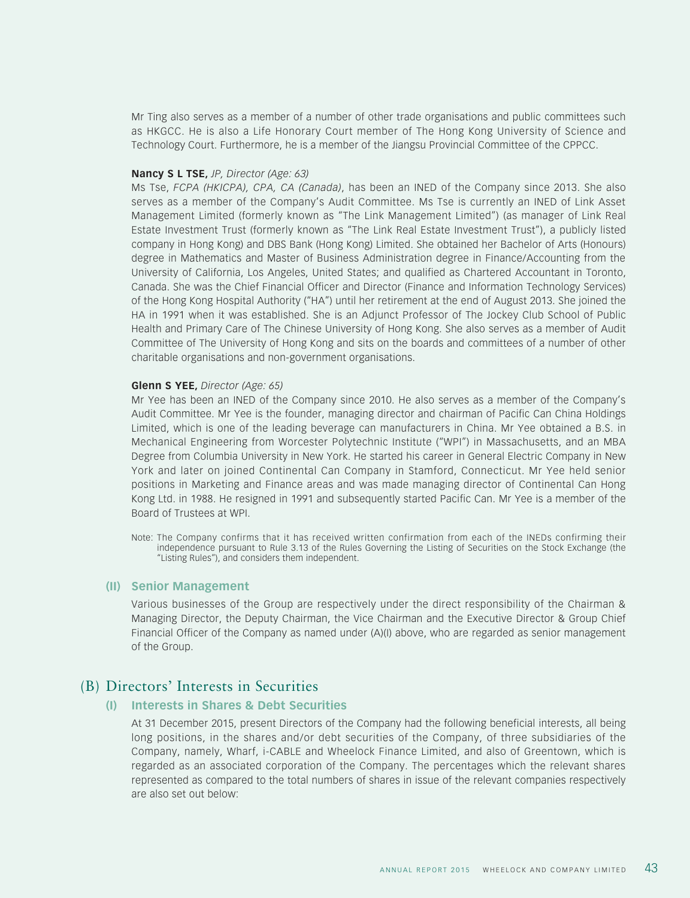Mr Ting also serves as a member of a number of other trade organisations and public committees such as HKGCC. He is also a Life Honorary Court member of The Hong Kong University of Science and Technology Court. Furthermore, he is a member of the Jiangsu Provincial Committee of the CPPCC.

**Nancy S L TSE,** *JP, Director (Age: 63)*

Ms Tse, *FCPA (HKICPA), CPA, CA (Canada)*, has been an INED of the Company since 2013. She also serves as a member of the Company's Audit Committee. Ms Tse is currently an INED of Link Asset Management Limited (formerly known as "The Link Management Limited") (as manager of Link Real Estate Investment Trust (formerly known as "The Link Real Estate Investment Trust"), a publicly listed company in Hong Kong) and DBS Bank (Hong Kong) Limited. She obtained her Bachelor of Arts (Honours) degree in Mathematics and Master of Business Administration degree in Finance/Accounting from the University of California, Los Angeles, United States; and qualified as Chartered Accountant in Toronto, Canada. She was the Chief Financial Officer and Director (Finance and Information Technology Services) of the Hong Kong Hospital Authority ("HA") until her retirement at the end of August 2013. She joined the HA in 1991 when it was established. She is an Adjunct Professor of The Jockey Club School of Public Health and Primary Care of The Chinese University of Hong Kong. She also serves as a member of Audit Committee of The University of Hong Kong and sits on the boards and committees of a number of other charitable organisations and non-government organisations.

**Glenn S YEE,** *Director (Age: 65)*

Mr Yee has been an INED of the Company since 2010. He also serves as a member of the Company's Audit Committee. Mr Yee is the founder, managing director and chairman of Pacific Can China Holdings Limited, which is one of the leading beverage can manufacturers in China. Mr Yee obtained a B.S. in Mechanical Engineering from Worcester Polytechnic Institute ("WPI") in Massachusetts, and an MBA Degree from Columbia University in New York. He started his career in General Electric Company in New York and later on joined Continental Can Company in Stamford, Connecticut. Mr Yee held senior positions in Marketing and Finance areas and was made managing director of Continental Can Hong Kong Ltd. in 1988. He resigned in 1991 and subsequently started Pacific Can. Mr Yee is a member of the Board of Trustees at WPI.

Note: The Company confirms that it has received written confirmation from each of the INEDs confirming their independence pursuant to Rule 3.13 of the Rules Governing the Listing of Securities on the Stock Exchange (the "Listing Rules"), and considers them independent.

### (II) Senior Management

Various businesses of the Group are respectively under the direct responsibility of the Chairman & Managing Director, the Deputy Chairman, the Vice Chairman and the Executive Director & Group Chief Financial Officer of the Company as named under (A)(I) above, who are regarded as senior management of the Group.

## (B) Directors' Interests in Securities

### (I) Interests in Shares & Debt Securities

At 31 December 2015, present Directors of the Company had the following beneficial interests, all being long positions, in the shares and/or debt securities of the Company, of three subsidiaries of the Company, namely, Wharf, i-CABLE and Wheelock Finance Limited, and also of Greentown, which is regarded as an associated corporation of the Company. The percentages which the relevant shares represented as compared to the total numbers of shares in issue of the relevant companies respectively are also set out below: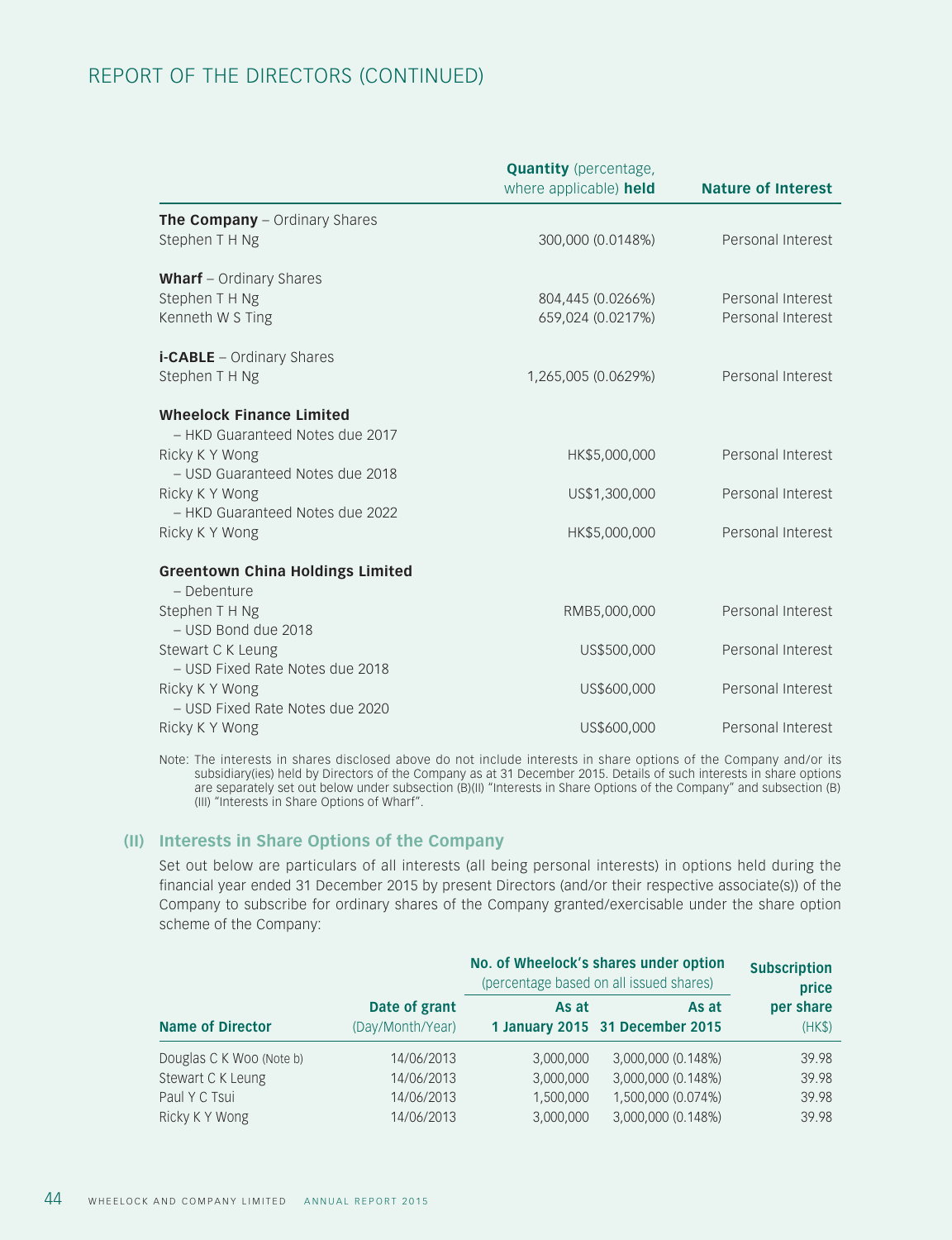| | Quantity (percentage, where applicable) held | Nature of Interest |
|---|---|---|
| **The Company** – Ordinary Shares | | |
| Stephen T H Ng | 300,000 (0.0148%) | Personal Interest |
| **Wharf** – Ordinary Shares | | |
| Stephen T H Ng | 804,445 (0.0266%) | Personal Interest |
| Kenneth W S Ting | 659,024 (0.0217%) | Personal Interest |
| **i-CABLE** – Ordinary Shares | | |
| Stephen T H Ng | 1,265,005 (0.0629%) | Personal Interest |
| **Wheelock Finance Limited** | | |
| – HKD Guaranteed Notes due 2017 | | |
| Ricky K Y Wong | HK$5,000,000 | Personal Interest |
| – USD Guaranteed Notes due 2018 | | |
| Ricky K Y Wong | US$1,300,000 | Personal Interest |
| – HKD Guaranteed Notes due 2022 | | |
| Ricky K Y Wong | HK$5,000,000 | Personal Interest |
| **Greentown China Holdings Limited** | | |
| – Debenture | | |
| Stephen T H Ng | RMB5,000,000 | Personal Interest |
| – USD Bond due 2018 | | |
| Stewart C K Leung | US$500,000 | Personal Interest |
| – USD Fixed Rate Notes due 2018 | | |
| Ricky K Y Wong | US$600,000 | Personal Interest |
| – USD Fixed Rate Notes due 2020 | | |
| Ricky K Y Wong | US$600,000 | Personal Interest |

Note: The interests in shares disclosed above do not include interests in share options of the Company and/or its subsidiary(ies) held by Directors of the Company as at 31 December 2015. Details of such interests in share options are separately set out below under subsection (B)(II) "Interests in Share Options of the Company" and subsection (B)(III) "Interests in Share Options of Wharf".

### (II) Interests in Share Options of the Company

Set out below are particulars of all interests (all being personal interests) in options held during the financial year ended 31 December 2015 by present Directors (and/or their respective associate(s)) of the Company to subscribe for ordinary shares of the Company granted/exercisable under the share option scheme of the Company:

| Name of Director | Date of grant (Day/Month/Year) | No. of Wheelock's shares under option (percentage based on all issued shares) As at 1 January 2015 | As at 31 December 2015 | Subscription price per share (HK$) |
|---|---|---|---|---|
| Douglas C K Woo (Note b) | 14/06/2013 | 3,000,000 | 3,000,000 (0.148%) | 39.98 |
| Stewart C K Leung | 14/06/2013 | 3,000,000 | 3,000,000 (0.148%) | 39.98 |
| Paul Y C Tsui | 14/06/2013 | 1,500,000 | 1,500,000 (0.074%) | 39.98 |
| Ricky K Y Wong | 14/06/2013 | 3,000,000 | 3,000,000 (0.148%) | 39.98 |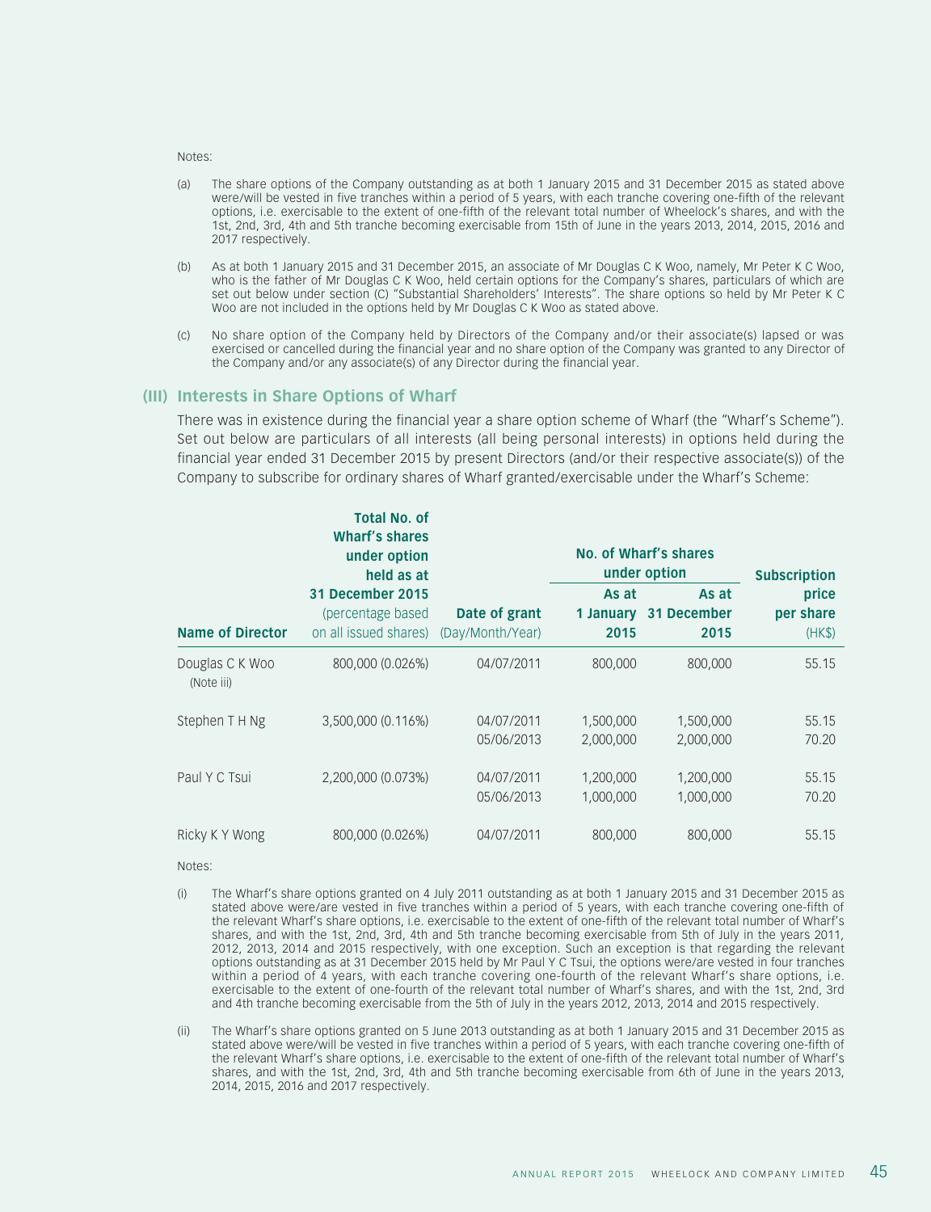Notes:

(a) The share options of the Company outstanding as at both 1 January 2015 and 31 December 2015 as stated above were/will be vested in five tranches within a period of 5 years, with each tranche covering one-fifth of the relevant options, i.e. exercisable to the extent of one-fifth of the relevant total number of Wheelock's shares, and with the 1st, 2nd, 3rd, 4th and 5th tranche becoming exercisable from 15th of June in the years 2013, 2014, 2015, 2016 and 2017 respectively.

(b) As at both 1 January 2015 and 31 December 2015, an associate of Mr Douglas C K Woo, namely, Mr Peter K C Woo, who is the father of Mr Douglas C K Woo, held certain options for the Company's shares, particulars of which are set out below under section (C) "Substantial Shareholders' Interests". The share options so held by Mr Peter K C Woo are not included in the options held by Mr Douglas C K Woo as stated above.

(c) No share option of the Company held by Directors of the Company and/or their associate(s) lapsed or was exercised or cancelled during the financial year and no share option of the Company was granted to any Director of the Company and/or any associate(s) of any Director during the financial year.

## (III) Interests in Share Options of Wharf

There was in existence during the financial year a share option scheme of Wharf (the "Wharf's Scheme"). Set out below are particulars of all interests (all being personal interests) in options held during the financial year ended 31 December 2015 by present Directors (and/or their respective associate(s)) of the Company to subscribe for ordinary shares of Wharf granted/exercisable under the Wharf's Scheme:

| Name of Director | Total No. of Wharf's shares under option held as at 31 December 2015 (percentage based on all issued shares) | Date of grant (Day/Month/Year) | No. of Wharf's shares under option As at 1 January 2015 | As at 31 December 2015 | Subscription price per share (HK$) |
|---|---|---|---|---|---|
| Douglas C K Woo (Note iii) | 800,000 (0.026%) | 04/07/2011 | 800,000 | 800,000 | 55.15 |
| Stephen T H Ng | 3,500,000 (0.116%) | 04/07/2011 | 1,500,000 | 1,500,000 | 55.15 |
| | | 05/06/2013 | 2,000,000 | 2,000,000 | 70.20 |
| Paul Y C Tsui | 2,200,000 (0.073%) | 04/07/2011 | 1,200,000 | 1,200,000 | 55.15 |
| | | 05/06/2013 | 1,000,000 | 1,000,000 | 70.20 |
| Ricky K Y Wong | 800,000 (0.026%) | 04/07/2011 | 800,000 | 800,000 | 55.15 |

Notes:

(i) The Wharf's share options granted on 4 July 2011 outstanding as at both 1 January 2015 and 31 December 2015 as stated above were/are vested in five tranches within a period of 5 years, with each tranche covering one-fifth of the relevant Wharf's share options, i.e. exercisable to the extent of one-fifth of the relevant total number of Wharf's shares, and with the 1st, 2nd, 3rd, 4th and 5th tranche becoming exercisable from 5th of July in the years 2011, 2012, 2013, 2014 and 2015 respectively, with one exception. Such an exception is that regarding the relevant options outstanding as at 31 December 2015 held by Mr Paul Y C Tsui, the options were/are vested in four tranches within a period of 4 years, with each tranche covering one-fourth of the relevant Wharf's share options, i.e. exercisable to the extent of one-fourth of the relevant total number of Wharf's shares, and with the 1st, 2nd, 3rd and 4th tranche becoming exercisable from the 5th of July in the years 2012, 2013, 2014 and 2015 respectively.

(ii) The Wharf's share options granted on 5 June 2013 outstanding as at both 1 January 2015 and 31 December 2015 as stated above were/will be vested in five tranches within a period of 5 years, with each tranche covering one-fifth of the relevant Wharf's share options, i.e. exercisable to the extent of one-fifth of the relevant total number of Wharf's shares, and with the 1st, 2nd, 3rd, 4th and 5th tranche becoming exercisable from 6th of June in the years 2013, 2014, 2015, 2016 and 2017 respectively.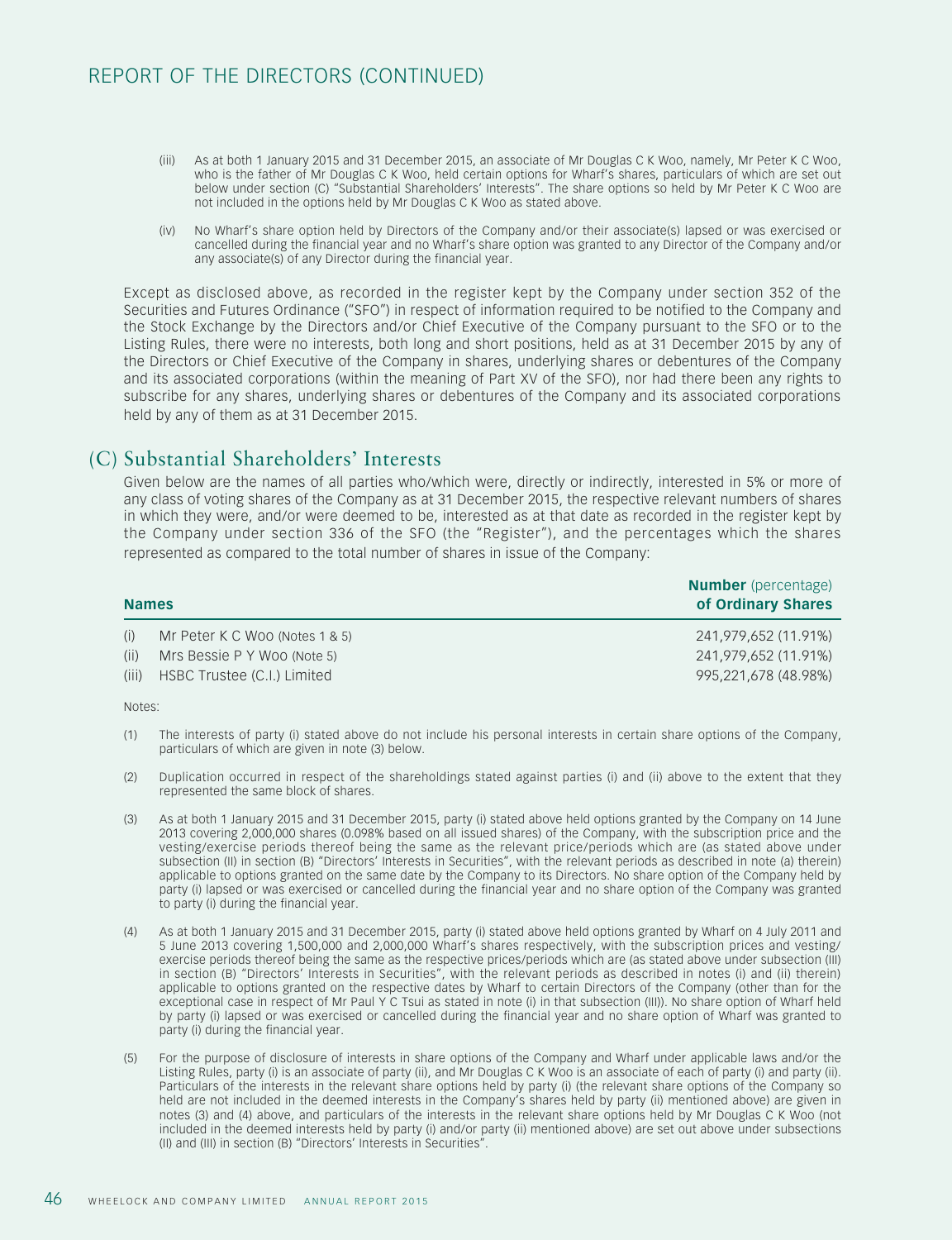(iii) As at both 1 January 2015 and 31 December 2015, an associate of Mr Douglas C K Woo, namely, Mr Peter K C Woo, who is the father of Mr Douglas C K Woo, held certain options for Wharf's shares, particulars of which are set out below under section (C) "Substantial Shareholders' Interests". The share options so held by Mr Peter K C Woo are not included in the options held by Mr Douglas C K Woo as stated above.

(iv) No Wharf's share option held by Directors of the Company and/or their associate(s) lapsed or was exercised or cancelled during the financial year and no Wharf's share option was granted to any Director of the Company and/or any associate(s) of any Director during the financial year.

Except as disclosed above, as recorded in the register kept by the Company under section 352 of the Securities and Futures Ordinance ("SFO") in respect of information required to be notified to the Company and the Stock Exchange by the Directors and/or Chief Executive of the Company pursuant to the SFO or to the Listing Rules, there were no interests, both long and short positions, held as at 31 December 2015 by any of the Directors or Chief Executive of the Company in shares, underlying shares or debentures of the Company and its associated corporations (within the meaning of Part XV of the SFO), nor had there been any rights to subscribe for any shares, underlying shares or debentures of the Company and its associated corporations held by any of them as at 31 December 2015.

## (C) Substantial Shareholders' Interests

Given below are the names of all parties who/which were, directly or indirectly, interested in 5% or more of any class of voting shares of the Company as at 31 December 2015, the respective relevant numbers of shares in which they were, and/or were deemed to be, interested as at that date as recorded in the register kept by the Company under section 336 of the SFO (the "Register"), and the percentages which the shares represented as compared to the total number of shares in issue of the Company:

| | Names | **Number** (percentage) **of Ordinary Shares** |
|---|---|---|
| (i) | Mr Peter K C Woo (Notes 1 & 5) | 241,979,652 (11.91%) |
| (ii) | Mrs Bessie P Y Woo (Note 5) | 241,979,652 (11.91%) |
| (iii) | HSBC Trustee (C.I.) Limited | 995,221,678 (48.98%) |

Notes:

(1) The interests of party (i) stated above do not include his personal interests in certain share options of the Company, particulars of which are given in note (3) below.

(2) Duplication occurred in respect of the shareholdings stated against parties (i) and (ii) above to the extent that they represented the same block of shares.

(3) As at both 1 January 2015 and 31 December 2015, party (i) stated above held options granted by the Company on 14 June 2013 covering 2,000,000 shares (0.098% based on all issued shares) of the Company, with the subscription price and the vesting/exercise periods thereof being the same as the relevant price/periods which are (as stated above under subsection (II) in section (B) "Directors' Interests in Securities", with the relevant periods as described in note (a) therein) applicable to options granted on the same date by the Company to its Directors. No share option of the Company held by party (i) lapsed or was exercised or cancelled during the financial year and no share option of the Company was granted to party (i) during the financial year.

(4) As at both 1 January 2015 and 31 December 2015, party (i) stated above held options granted by Wharf on 4 July 2011 and 5 June 2013 covering 1,500,000 and 2,000,000 Wharf's shares respectively, with the subscription prices and vesting/exercise periods thereof being the same as the respective prices/periods which are (as stated above under subsection (III) in section (B) "Directors' Interests in Securities", with the relevant periods as described in notes (i) and (ii) therein) applicable to options granted on the respective dates by Wharf to certain Directors of the Company (other than for the exceptional case in respect of Mr Paul Y C Tsui as stated in note (i) in that subsection (III)). No share option of Wharf held by party (i) lapsed or was exercised or cancelled during the financial year and no share option of Wharf was granted to party (i) during the financial year.

(5) For the purpose of disclosure of interests in share options of the Company and Wharf under applicable laws and/or the Listing Rules, party (i) is an associate of party (ii), and Mr Douglas C K Woo is an associate of each of party (i) and party (ii). Particulars of the interests in the relevant share options held by party (i) (the relevant share options of the Company so held are not included in the deemed interests in the Company's shares held by party (ii) mentioned above) are given in notes (3) and (4) above, and particulars of the interests in the relevant share options held by Mr Douglas C K Woo (not included in the deemed interests held by party (i) and/or party (ii) mentioned above) are set out above under subsections (II) and (III) in section (B) "Directors' Interests in Securities".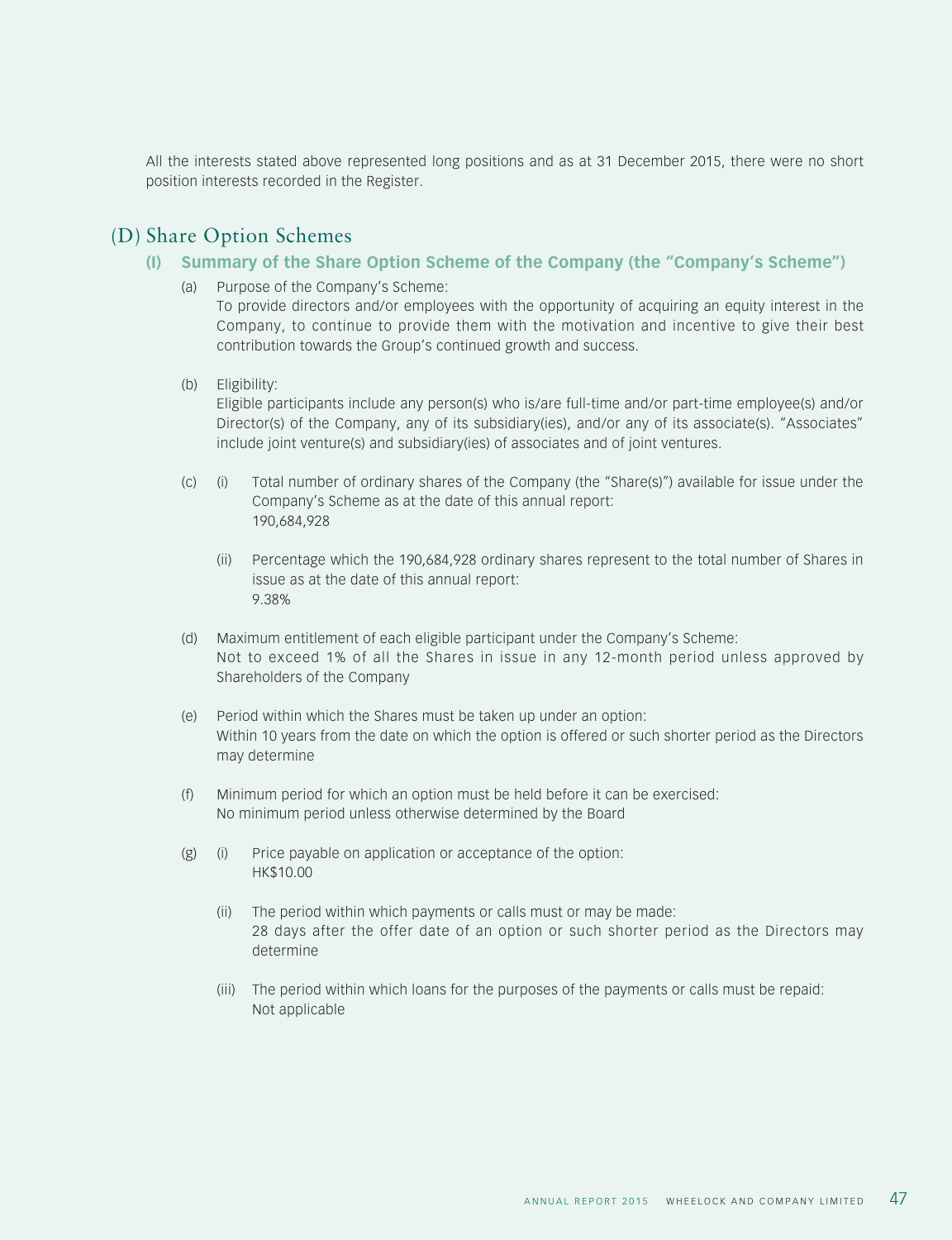All the interests stated above represented long positions and as at 31 December 2015, there were no short position interests recorded in the Register.

## (D) Share Option Schemes

### (I) Summary of the Share Option Scheme of the Company (the "Company's Scheme")

(a) Purpose of the Company's Scheme:
To provide directors and/or employees with the opportunity of acquiring an equity interest in the Company, to continue to provide them with the motivation and incentive to give their best contribution towards the Group's continued growth and success.

(b) Eligibility:
Eligible participants include any person(s) who is/are full-time and/or part-time employee(s) and/or Director(s) of the Company, any of its subsidiary(ies), and/or any of its associate(s). "Associates" include joint venture(s) and subsidiary(ies) of associates and of joint ventures.

(c) (i) Total number of ordinary shares of the Company (the "Share(s)") available for issue under the Company's Scheme as at the date of this annual report:
190,684,928

(ii) Percentage which the 190,684,928 ordinary shares represent to the total number of Shares in issue as at the date of this annual report:
9.38%

(d) Maximum entitlement of each eligible participant under the Company's Scheme:
Not to exceed 1% of all the Shares in issue in any 12-month period unless approved by Shareholders of the Company

(e) Period within which the Shares must be taken up under an option:
Within 10 years from the date on which the option is offered or such shorter period as the Directors may determine

(f) Minimum period for which an option must be held before it can be exercised:
No minimum period unless otherwise determined by the Board

(g) (i) Price payable on application or acceptance of the option:
HK$10.00

(ii) The period within which payments or calls must or may be made:
28 days after the offer date of an option or such shorter period as the Directors may determine

(iii) The period within which loans for the purposes of the payments or calls must be repaid:
Not applicable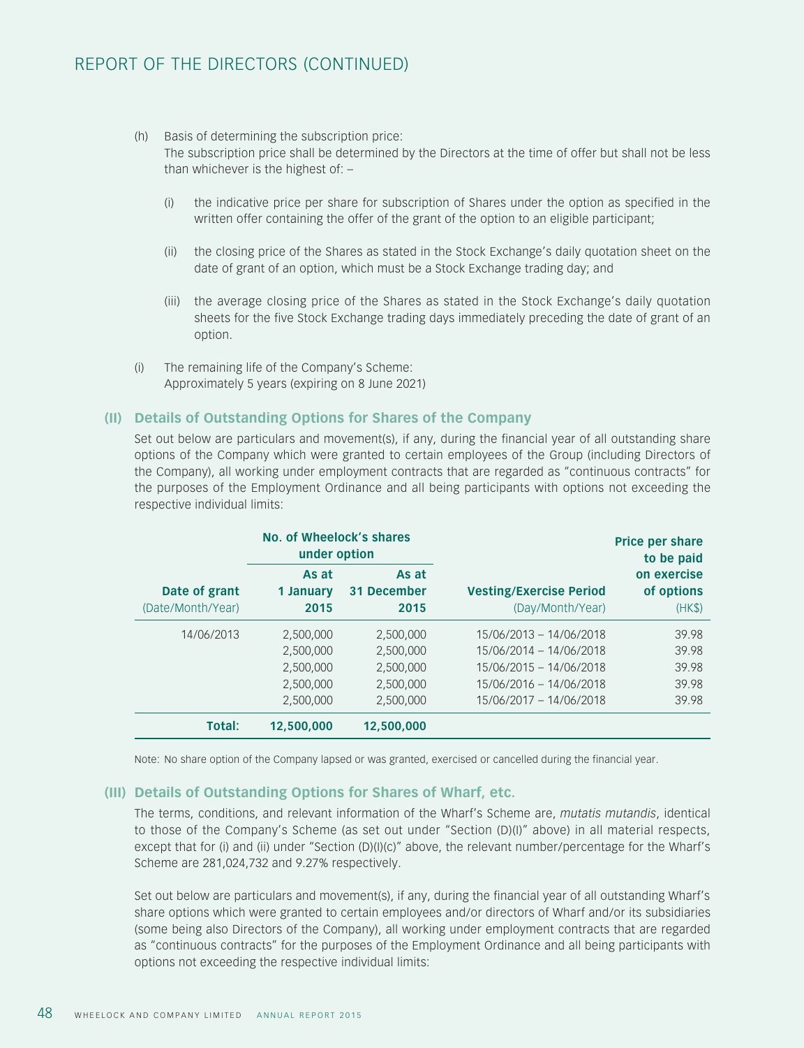(h) Basis of determining the subscription price:
The subscription price shall be determined by the Directors at the time of offer but shall not be less than whichever is the highest of: –

(i) the indicative price per share for subscription of Shares under the option as specified in the written offer containing the offer of the grant of the option to an eligible participant;

(ii) the closing price of the Shares as stated in the Stock Exchange's daily quotation sheet on the date of grant of an option, which must be a Stock Exchange trading day; and

(iii) the average closing price of the Shares as stated in the Stock Exchange's daily quotation sheets for the five Stock Exchange trading days immediately preceding the date of grant of an option.

(i) The remaining life of the Company's Scheme:
Approximately 5 years (expiring on 8 June 2021)

## (II) Details of Outstanding Options for Shares of the Company

Set out below are particulars and movement(s), if any, during the financial year of all outstanding share options of the Company which were granted to certain employees of the Group (including Directors of the Company), all working under employment contracts that are regarded as "continuous contracts" for the purposes of the Employment Ordinance and all being participants with options not exceeding the respective individual limits:

| | No. of Wheelock's shares under option | | | |
|---|---|---|---|---|
| **Date of grant** (Date/Month/Year) | **As at 1 January 2015** | **As at 31 December 2015** | **Vesting/Exercise Period** (Day/Month/Year) | **Price per share to be paid on exercise of options** (HK$) |
| 14/06/2013 | 2,500,000 | 2,500,000 | 15/06/2013 – 14/06/2018 | 39.98 |
| | 2,500,000 | 2,500,000 | 15/06/2014 – 14/06/2018 | 39.98 |
| | 2,500,000 | 2,500,000 | 15/06/2015 – 14/06/2018 | 39.98 |
| | 2,500,000 | 2,500,000 | 15/06/2016 – 14/06/2018 | 39.98 |
| | 2,500,000 | 2,500,000 | 15/06/2017 – 14/06/2018 | 39.98 |
| **Total:** | **12,500,000** | **12,500,000** | | |

Note: No share option of the Company lapsed or was granted, exercised or cancelled during the financial year.

## (III) Details of Outstanding Options for Shares of Wharf, etc.

The terms, conditions, and relevant information of the Wharf's Scheme are, *mutatis mutandis*, identical to those of the Company's Scheme (as set out under "Section (D)(I)" above) in all material respects, except that for (i) and (ii) under "Section (D)(I)(c)" above, the relevant number/percentage for the Wharf's Scheme are 281,024,732 and 9.27% respectively.

Set out below are particulars and movement(s), if any, during the financial year of all outstanding Wharf's share options which were granted to certain employees and/or directors of Wharf and/or its subsidiaries (some being also Directors of the Company), all working under employment contracts that are regarded as "continuous contracts" for the purposes of the Employment Ordinance and all being participants with options not exceeding the respective individual limits: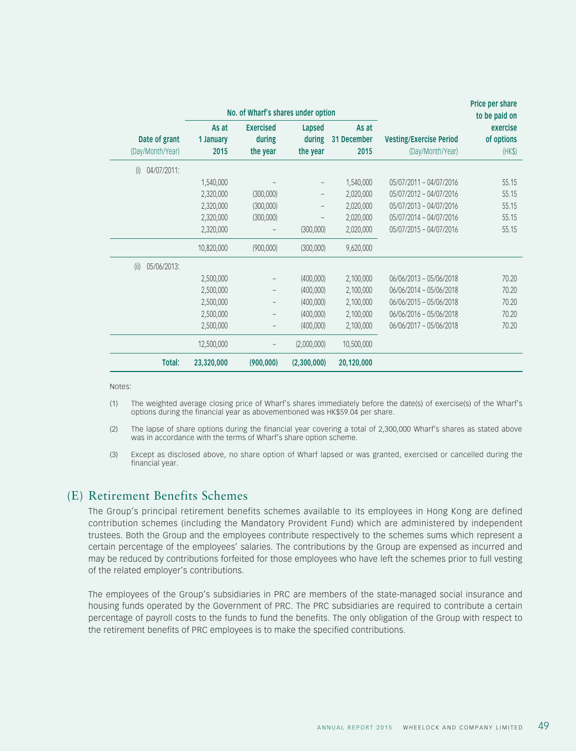| Date of grant (Day/Month/Year) | No. of Wharf's shares under option As at 1 January 2015 | Exercised during the year | Lapsed during the year | As at 31 December 2015 | Vesting/Exercise Period (Day/Month/Year) | Price per share to be paid on exercise of options (HK$) |
|---|---|---|---|---|---|---|
| (i) 04/07/2011: | | | | | | |
| | 1,540,000 | – | – | 1,540,000 | 05/07/2011 – 04/07/2016 | 55.15 |
| | 2,320,000 | (300,000) | – | 2,020,000 | 05/07/2012 – 04/07/2016 | 55.15 |
| | 2,320,000 | (300,000) | – | 2,020,000 | 05/07/2013 – 04/07/2016 | 55.15 |
| | 2,320,000 | (300,000) | – | 2,020,000 | 05/07/2014 – 04/07/2016 | 55.15 |
| | 2,320,000 | – | (300,000) | 2,020,000 | 05/07/2015 – 04/07/2016 | 55.15 |
| | 10,820,000 | (900,000) | (300,000) | 9,620,000 | | |
| (ii) 05/06/2013: | | | | | | |
| | 2,500,000 | – | (400,000) | 2,100,000 | 06/06/2013 – 05/06/2018 | 70.20 |
| | 2,500,000 | – | (400,000) | 2,100,000 | 06/06/2014 – 05/06/2018 | 70.20 |
| | 2,500,000 | – | (400,000) | 2,100,000 | 06/06/2015 – 05/06/2018 | 70.20 |
| | 2,500,000 | – | (400,000) | 2,100,000 | 06/06/2016 – 05/06/2018 | 70.20 |
| | 2,500,000 | – | (400,000) | 2,100,000 | 06/06/2017 – 05/06/2018 | 70.20 |
| | 12,500,000 | – | (2,000,000) | 10,500,000 | | |
| **Total:** | **23,320,000** | **(900,000)** | **(2,300,000)** | **20,120,000** | | |

Notes:

(1) The weighted average closing price of Wharf's shares immediately before the date(s) of exercise(s) of the Wharf's options during the financial year as abovementioned was HK$59.04 per share.

(2) The lapse of share options during the financial year covering a total of 2,300,000 Wharf's shares as stated above was in accordance with the terms of Wharf's share option scheme.

(3) Except as disclosed above, no share option of Wharf lapsed or was granted, exercised or cancelled during the financial year.

## (E) Retirement Benefits Schemes

The Group's principal retirement benefits schemes available to its employees in Hong Kong are defined contribution schemes (including the Mandatory Provident Fund) which are administered by independent trustees. Both the Group and the employees contribute respectively to the schemes sums which represent a certain percentage of the employees' salaries. The contributions by the Group are expensed as incurred and may be reduced by contributions forfeited for those employees who have left the schemes prior to full vesting of the related employer's contributions.

The employees of the Group's subsidiaries in PRC are members of the state-managed social insurance and housing funds operated by the Government of PRC. The PRC subsidiaries are required to contribute a certain percentage of payroll costs to the funds to fund the benefits. The only obligation of the Group with respect to the retirement benefits of PRC employees is to make the specified contributions.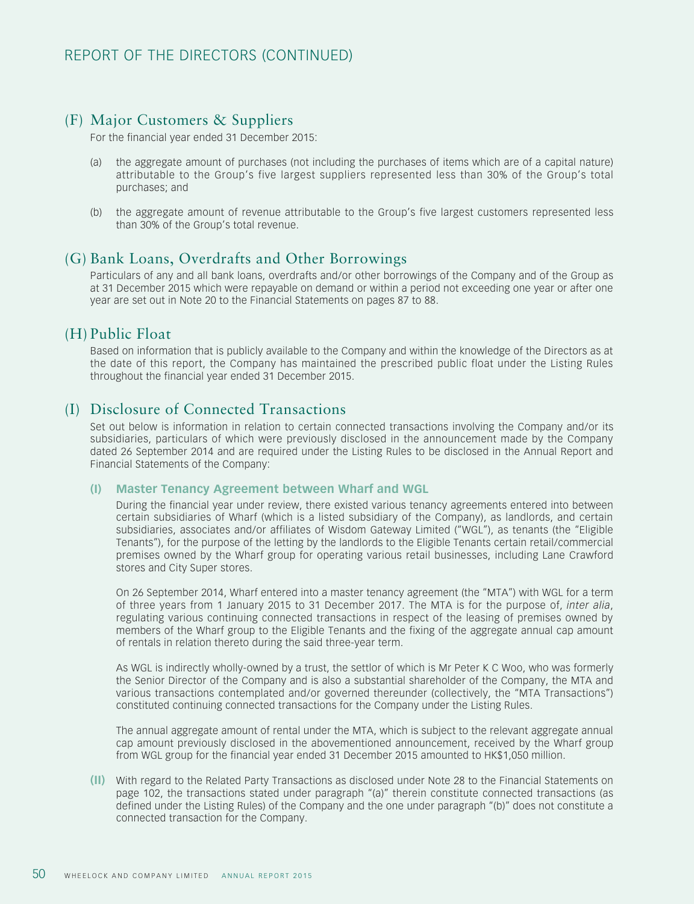## (F) Major Customers & Suppliers

For the financial year ended 31 December 2015:

(a) the aggregate amount of purchases (not including the purchases of items which are of a capital nature) attributable to the Group's five largest suppliers represented less than 30% of the Group's total purchases; and

(b) the aggregate amount of revenue attributable to the Group's five largest customers represented less than 30% of the Group's total revenue.

## (G) Bank Loans, Overdrafts and Other Borrowings

Particulars of any and all bank loans, overdrafts and/or other borrowings of the Company and of the Group as at 31 December 2015 which were repayable on demand or within a period not exceeding one year or after one year are set out in Note 20 to the Financial Statements on pages 87 to 88.

## (H) Public Float

Based on information that is publicly available to the Company and within the knowledge of the Directors as at the date of this report, the Company has maintained the prescribed public float under the Listing Rules throughout the financial year ended 31 December 2015.

## (I) Disclosure of Connected Transactions

Set out below is information in relation to certain connected transactions involving the Company and/or its subsidiaries, particulars of which were previously disclosed in the announcement made by the Company dated 26 September 2014 and are required under the Listing Rules to be disclosed in the Annual Report and Financial Statements of the Company:

### (I) Master Tenancy Agreement between Wharf and WGL

During the financial year under review, there existed various tenancy agreements entered into between certain subsidiaries of Wharf (which is a listed subsidiary of the Company), as landlords, and certain subsidiaries, associates and/or affiliates of Wisdom Gateway Limited ("WGL"), as tenants (the "Eligible Tenants"), for the purpose of the letting by the landlords to the Eligible Tenants certain retail/commercial premises owned by the Wharf group for operating various retail businesses, including Lane Crawford stores and City Super stores.

On 26 September 2014, Wharf entered into a master tenancy agreement (the "MTA") with WGL for a term of three years from 1 January 2015 to 31 December 2017. The MTA is for the purpose of, *inter alia*, regulating various continuing connected transactions in respect of the leasing of premises owned by members of the Wharf group to the Eligible Tenants and the fixing of the aggregate annual cap amount of rentals in relation thereto during the said three-year term.

As WGL is indirectly wholly-owned by a trust, the settlor of which is Mr Peter K C Woo, who was formerly the Senior Director of the Company and is also a substantial shareholder of the Company, the MTA and various transactions contemplated and/or governed thereunder (collectively, the "MTA Transactions") constituted continuing connected transactions for the Company under the Listing Rules.

The annual aggregate amount of rental under the MTA, which is subject to the relevant aggregate annual cap amount previously disclosed in the abovementioned announcement, received by the Wharf group from WGL group for the financial year ended 31 December 2015 amounted to HK$1,050 million.

**(II)** With regard to the Related Party Transactions as disclosed under Note 28 to the Financial Statements on page 102, the transactions stated under paragraph "(a)" therein constitute connected transactions (as defined under the Listing Rules) of the Company and the one under paragraph "(b)" does not constitute a connected transaction for the Company.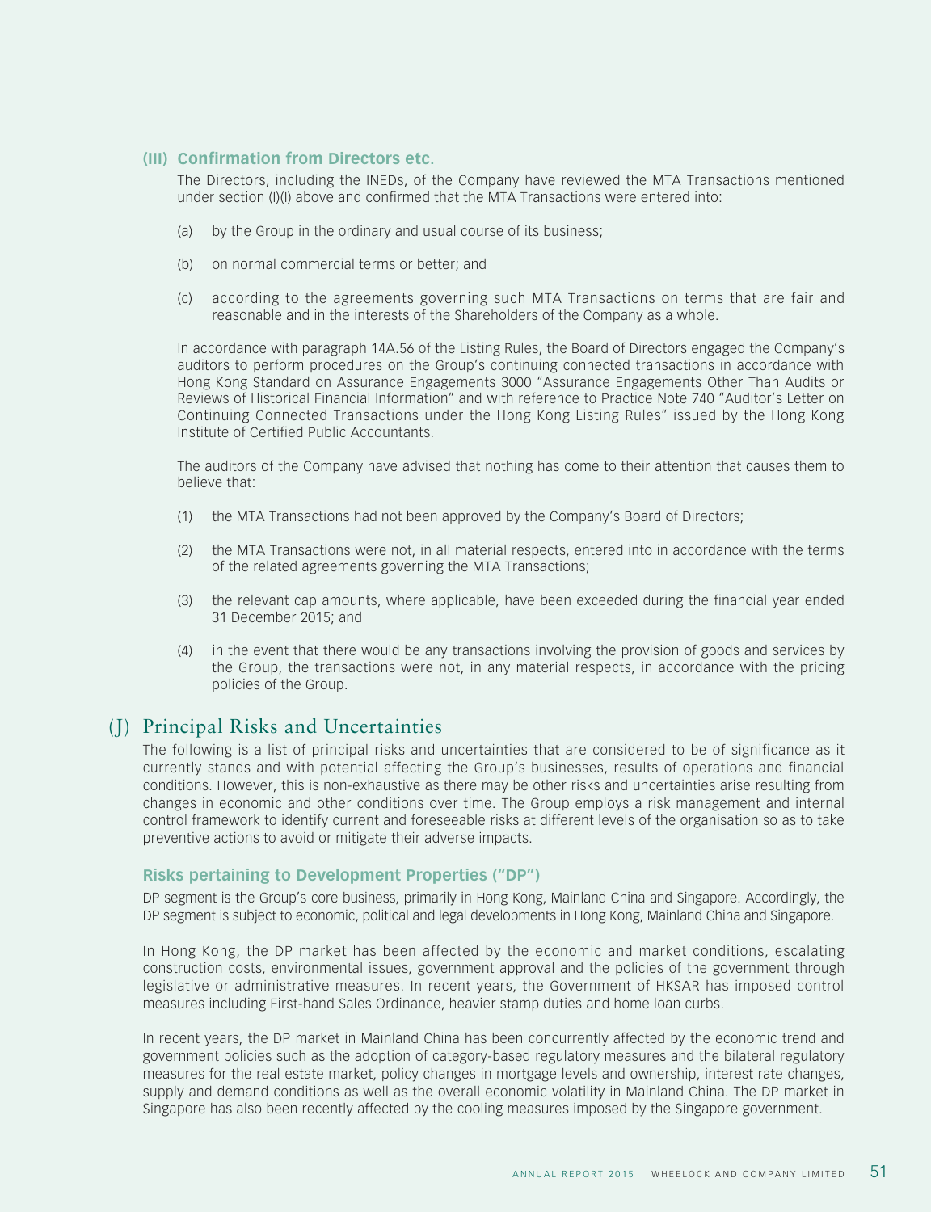### (III) Confirmation from Directors etc.

The Directors, including the INEDs, of the Company have reviewed the MTA Transactions mentioned under section (I)(I) above and confirmed that the MTA Transactions were entered into:

(a) by the Group in the ordinary and usual course of its business;

(b) on normal commercial terms or better; and

(c) according to the agreements governing such MTA Transactions on terms that are fair and reasonable and in the interests of the Shareholders of the Company as a whole.

In accordance with paragraph 14A.56 of the Listing Rules, the Board of Directors engaged the Company's auditors to perform procedures on the Group's continuing connected transactions in accordance with Hong Kong Standard on Assurance Engagements 3000 "Assurance Engagements Other Than Audits or Reviews of Historical Financial Information" and with reference to Practice Note 740 "Auditor's Letter on Continuing Connected Transactions under the Hong Kong Listing Rules" issued by the Hong Kong Institute of Certified Public Accountants.

The auditors of the Company have advised that nothing has come to their attention that causes them to believe that:

(1) the MTA Transactions had not been approved by the Company's Board of Directors;

(2) the MTA Transactions were not, in all material respects, entered into in accordance with the terms of the related agreements governing the MTA Transactions;

(3) the relevant cap amounts, where applicable, have been exceeded during the financial year ended 31 December 2015; and

(4) in the event that there would be any transactions involving the provision of goods and services by the Group, the transactions were not, in any material respects, in accordance with the pricing policies of the Group.

## (J) Principal Risks and Uncertainties

The following is a list of principal risks and uncertainties that are considered to be of significance as it currently stands and with potential affecting the Group's businesses, results of operations and financial conditions. However, this is non-exhaustive as there may be other risks and uncertainties arise resulting from changes in economic and other conditions over time. The Group employs a risk management and internal control framework to identify current and foreseeable risks at different levels of the organisation so as to take preventive actions to avoid or mitigate their adverse impacts.

### Risks pertaining to Development Properties ("DP")

DP segment is the Group's core business, primarily in Hong Kong, Mainland China and Singapore. Accordingly, the DP segment is subject to economic, political and legal developments in Hong Kong, Mainland China and Singapore.

In Hong Kong, the DP market has been affected by the economic and market conditions, escalating construction costs, environmental issues, government approval and the policies of the government through legislative or administrative measures. In recent years, the Government of HKSAR has imposed control measures including First-hand Sales Ordinance, heavier stamp duties and home loan curbs.

In recent years, the DP market in Mainland China has been concurrently affected by the economic trend and government policies such as the adoption of category-based regulatory measures and the bilateral regulatory measures for the real estate market, policy changes in mortgage levels and ownership, interest rate changes, supply and demand conditions as well as the overall economic volatility in Mainland China. The DP market in Singapore has also been recently affected by the cooling measures imposed by the Singapore government.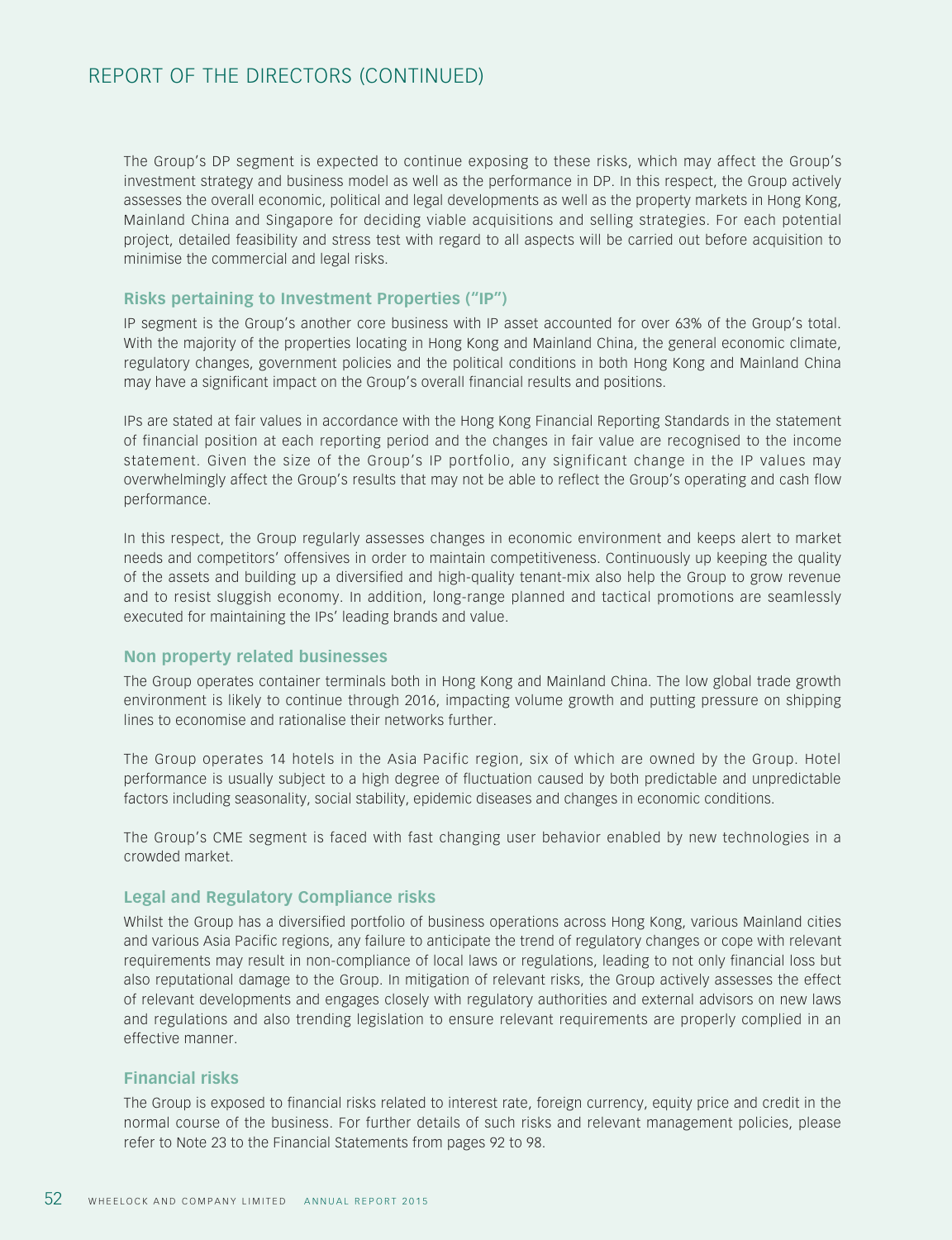The Group's DP segment is expected to continue exposing to these risks, which may affect the Group's investment strategy and business model as well as the performance in DP. In this respect, the Group actively assesses the overall economic, political and legal developments as well as the property markets in Hong Kong, Mainland China and Singapore for deciding viable acquisitions and selling strategies. For each potential project, detailed feasibility and stress test with regard to all aspects will be carried out before acquisition to minimise the commercial and legal risks.

### Risks pertaining to Investment Properties ("IP")

IP segment is the Group's another core business with IP asset accounted for over 63% of the Group's total. With the majority of the properties locating in Hong Kong and Mainland China, the general economic climate, regulatory changes, government policies and the political conditions in both Hong Kong and Mainland China may have a significant impact on the Group's overall financial results and positions.

IPs are stated at fair values in accordance with the Hong Kong Financial Reporting Standards in the statement of financial position at each reporting period and the changes in fair value are recognised to the income statement. Given the size of the Group's IP portfolio, any significant change in the IP values may overwhelmingly affect the Group's results that may not be able to reflect the Group's operating and cash flow performance.

In this respect, the Group regularly assesses changes in economic environment and keeps alert to market needs and competitors' offensives in order to maintain competitiveness. Continuously up keeping the quality of the assets and building up a diversified and high-quality tenant-mix also help the Group to grow revenue and to resist sluggish economy. In addition, long-range planned and tactical promotions are seamlessly executed for maintaining the IPs' leading brands and value.

### Non property related businesses

The Group operates container terminals both in Hong Kong and Mainland China. The low global trade growth environment is likely to continue through 2016, impacting volume growth and putting pressure on shipping lines to economise and rationalise their networks further.

The Group operates 14 hotels in the Asia Pacific region, six of which are owned by the Group. Hotel performance is usually subject to a high degree of fluctuation caused by both predictable and unpredictable factors including seasonality, social stability, epidemic diseases and changes in economic conditions.

The Group's CME segment is faced with fast changing user behavior enabled by new technologies in a crowded market.

### Legal and Regulatory Compliance risks

Whilst the Group has a diversified portfolio of business operations across Hong Kong, various Mainland cities and various Asia Pacific regions, any failure to anticipate the trend of regulatory changes or cope with relevant requirements may result in non-compliance of local laws or regulations, leading to not only financial loss but also reputational damage to the Group. In mitigation of relevant risks, the Group actively assesses the effect of relevant developments and engages closely with regulatory authorities and external advisors on new laws and regulations and also trending legislation to ensure relevant requirements are properly complied in an effective manner.

### Financial risks

The Group is exposed to financial risks related to interest rate, foreign currency, equity price and credit in the normal course of the business. For further details of such risks and relevant management policies, please refer to Note 23 to the Financial Statements from pages 92 to 98.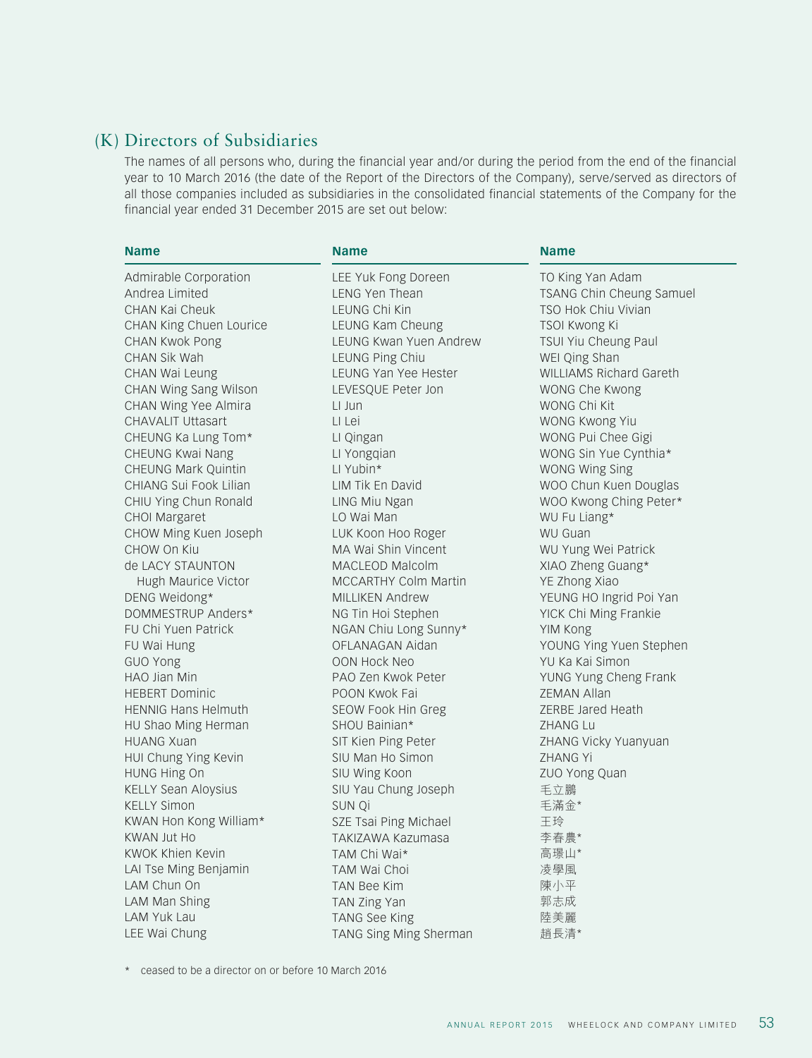## (K) Directors of Subsidiaries

The names of all persons who, during the financial year and/or during the period from the end of the financial year to 10 March 2016 (the date of the Report of the Directors of the Company), serve/served as directors of all those companies included as subsidiaries in the consolidated financial statements of the Company for the financial year ended 31 December 2015 are set out below:

| Name | Name | Name |
|---|---|---|
| Admirable Corporation | LEE Yuk Fong Doreen | TO King Yan Adam |
| Andrea Limited | LENG Yen Thean | TSANG Chin Cheung Samuel |
| CHAN Kai Cheuk | LEUNG Chi Kin | TSO Hok Chiu Vivian |
| CHAN King Chuen Lourice | LEUNG Kam Cheung | TSOI Kwong Ki |
| CHAN Kwok Pong | LEUNG Kwan Yuen Andrew | TSUI Yiu Cheung Paul |
| CHAN Sik Wah | LEUNG Ping Chiu | WEI Qing Shan |
| CHAN Wai Leung | LEUNG Yan Yee Hester | WILLIAMS Richard Gareth |
| CHAN Wing Sang Wilson | LEVESQUE Peter Jon | WONG Che Kwong |
| CHAN Wing Yee Almira | LI Jun | WONG Chi Kit |
| CHAVALIT Uttasart | LI Lei | WONG Kwong Yiu |
| CHEUNG Ka Lung Tom* | LI Qingan | WONG Pui Chee Gigi |
| CHEUNG Kwai Nang | LI Yongqian | WONG Sin Yue Cynthia* |
| CHEUNG Mark Quintin | LI Yubin* | WONG Wing Sing |
| CHIANG Sui Fook Lilian | LIM Tik En David | WOO Chun Kuen Douglas |
| CHIU Ying Chun Ronald | LING Miu Ngan | WOO Kwong Ching Peter* |
| CHOI Margaret | LO Wai Man | WU Fu Liang* |
| CHOW Ming Kuen Joseph | LUK Koon Hoo Roger | WU Guan |
| CHOW On Kiu | MA Wai Shin Vincent | WU Yung Wei Patrick |
| de LACY STAUNTON Hugh Maurice Victor | MACLEOD Malcolm | XIAO Zheng Guang* |
| DENG Weidong* | MCCARTHY Colm Martin | YE Zhong Xiao |
| DOMMESTRUP Anders* | MILLIKEN Andrew | YEUNG HO Ingrid Poi Yan |
| FU Chi Yuen Patrick | NG Tin Hoi Stephen | YICK Chi Ming Frankie |
| FU Wai Hung | NGAN Chiu Long Sunny* | YIM Kong |
| GUO Yong | OFLANAGAN Aidan | YOUNG Ying Yuen Stephen |
| HAO Jian Min | OON Hock Neo | YU Ka Kai Simon |
| HEBERT Dominic | PAO Zen Kwok Peter | YUNG Yung Cheng Frank |
| HENNIG Hans Helmuth | POON Kwok Fai | ZEMAN Allan |
| HU Shao Ming Herman | SEOW Fook Hin Greg | ZERBE Jared Heath |
| HUANG Xuan | SHOU Bainian* | ZHANG Lu |
| HUI Chung Ying Kevin | SIT Kien Ping Peter | ZHANG Vicky Yuanyuan |
| HUNG Hing On | SIU Man Ho Simon | ZHANG Yi |
| KELLY Sean Aloysius | SIU Wing Koon | ZUO Yong Quan |
| KELLY Simon | SIU Yau Chung Joseph | 毛立鵬 |
| KWAN Hon Kong William* | SUN Qi | 毛滿金* |
| KWAN Jut Ho | SZE Tsai Ping Michael | 王玲 |
| KWOK Khien Kevin | TAKIZAWA Kazumasa | 李春農* |
| LAI Tse Ming Benjamin | TAM Chi Wai* | 高璟山* |
| LAM Chun On | TAM Wai Choi | 凌學風 |
| LAM Man Shing | TAN Bee Kim | 陳小平 |
| LAM Yuk Lau | TAN Zing Yan | 郭志成 |
| LEE Wai Chung | TANG See King | 陸美麗 |
| | TANG Sing Ming Sherman | 趙長清* |

\* ceased to be a director on or before 10 March 2016